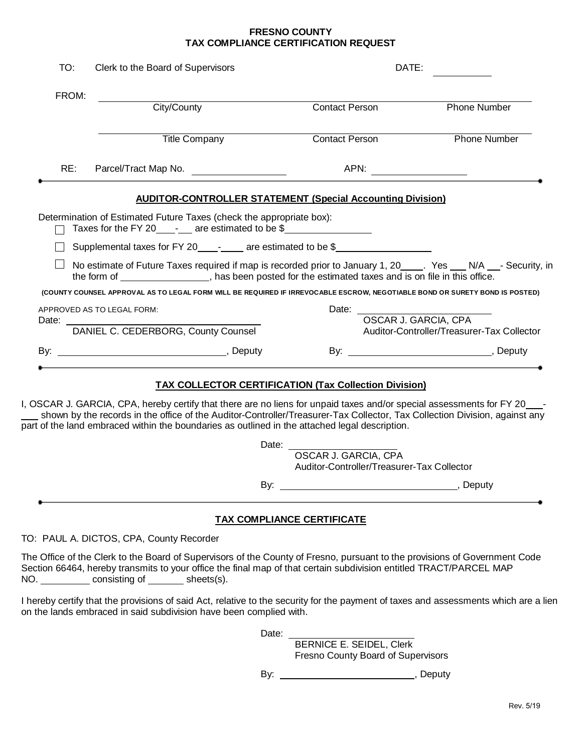# FRESNO COUNTY
## TAX COMPLIANCE CERTIFICATION REQUEST

TO: Clerk to the Board of Supervisors DATE: ____________

FROM:

| City/County | Contact Person | Phone Number |
|---|---|---|
| | | |

| Title Company | Contact Person | Phone Number |
|---|---|---|
| | | |

RE: Parcel/Tract Map No. ________________ APN: ________________

---

### AUDITOR-CONTROLLER STATEMENT (Special Accounting Division)

Determination of Estimated Future Taxes (check the appropriate box):

- ☐ Taxes for the FY 20____-___ are estimated to be $________________
- ☐ Supplemental taxes for FY 20____-____ are estimated to be $________________
- ☐ No estimate of Future Taxes required if map is recorded prior to January 1, 20____. Yes ___ N/A ___- Security, in the form of ________________, has been posted for the estimated taxes and is on file in this office.

**(COUNTY COUNSEL APPROVAL AS TO LEGAL FORM WILL BE REQUIRED IF IRREVOCABLE ESCROW, NEGOTIABLE BOND OR SURETY BOND IS POSTED)**

APPROVED AS TO LEGAL FORM:

Date: ________________________
DANIEL C. CEDERBORG, County Counsel

By: ________________________, Deputy

Date: ________________________
OSCAR J. GARCIA, CPA
Auditor-Controller/Treasurer-Tax Collector

By: ________________________, Deputy

---

### TAX COLLECTOR CERTIFICATION (Tax Collection Division)

I, OSCAR J. GARCIA, CPA, hereby certify that there are no liens for unpaid taxes and/or special assessments for FY 20___-___ shown by the records in the office of the Auditor-Controller/Treasurer-Tax Collector, Tax Collection Division, against any part of the land embraced within the boundaries as outlined in the attached legal description.

Date: ________________________
OSCAR J. GARCIA, CPA
Auditor-Controller/Treasurer-Tax Collector

By: ________________________, Deputy

---

### TAX COMPLIANCE CERTIFICATE

TO: PAUL A. DICTOS, CPA, County Recorder

The Office of the Clerk to the Board of Supervisors of the County of Fresno, pursuant to the provisions of Government Code Section 66464, hereby transmits to your office the final map of that certain subdivision entitled TRACT/PARCEL MAP NO. _________ consisting of _______ sheets(s).

I hereby certify that the provisions of said Act, relative to the security for the payment of taxes and assessments which are a lien on the lands embraced in said subdivision have been complied with.

Date: ________________________
BERNICE E. SEIDEL, Clerk
Fresno County Board of Supervisors

By: ________________________, Deputy

Rev. 5/19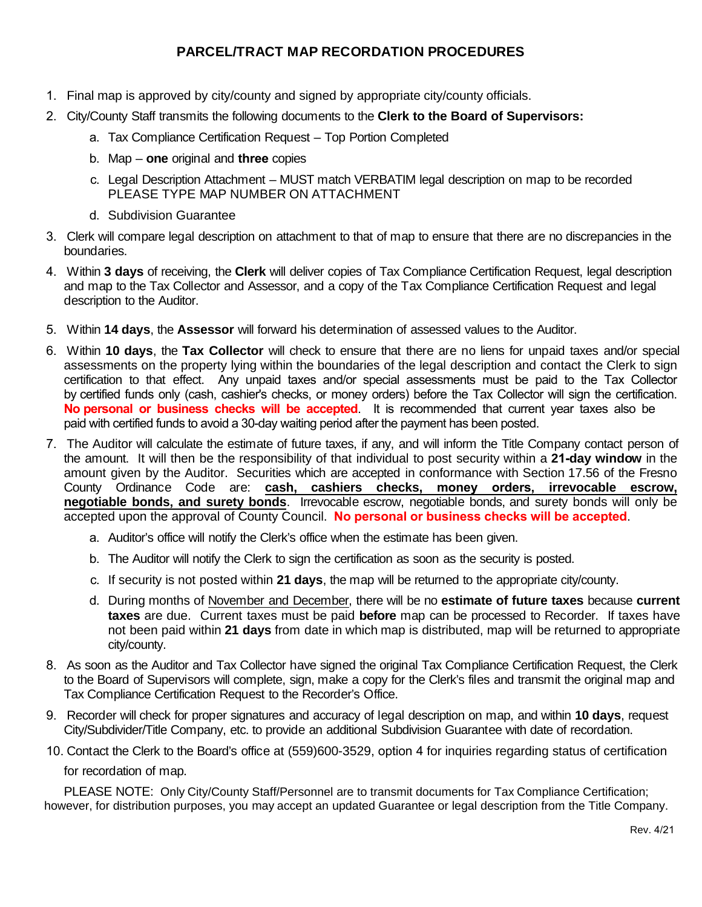# PARCEL/TRACT MAP RECORDATION PROCEDURES

1. Final map is approved by city/county and signed by appropriate city/county officials.
2. City/County Staff transmits the following documents to the **Clerk to the Board of Supervisors:**
   a. Tax Compliance Certification Request – Top Portion Completed
   b. Map – **one** original and **three** copies
   c. Legal Description Attachment – MUST match VERBATIM legal description on map to be recorded PLEASE TYPE MAP NUMBER ON ATTACHMENT
   d. Subdivision Guarantee
3. Clerk will compare legal description on attachment to that of map to ensure that there are no discrepancies in the boundaries.
4. Within **3 days** of receiving, the **Clerk** will deliver copies of Tax Compliance Certification Request, legal description and map to the Tax Collector and Assessor, and a copy of the Tax Compliance Certification Request and legal description to the Auditor.
5. Within **14 days**, the **Assessor** will forward his determination of assessed values to the Auditor.
6. Within **10 days**, the **Tax Collector** will check to ensure that there are no liens for unpaid taxes and/or special assessments on the property lying within the boundaries of the legal description and contact the Clerk to sign certification to that effect. Any unpaid taxes and/or special assessments must be paid to the Tax Collector by certified funds only (cash, cashier's checks, or money orders) before the Tax Collector will sign the certification. **No personal or business checks will be accepted**. It is recommended that current year taxes also be paid with certified funds to avoid a 30-day waiting period after the payment has been posted.
7. The Auditor will calculate the estimate of future taxes, if any, and will inform the Title Company contact person of the amount. It will then be the responsibility of that individual to post security within a **21-day window** in the amount given by the Auditor. Securities which are accepted in conformance with Section 17.56 of the Fresno County Ordinance Code are: **cash, cashiers checks, money orders, irrevocable escrow, negotiable bonds, and surety bonds**. Irrevocable escrow, negotiable bonds, and surety bonds will only be accepted upon the approval of County Council. **No personal or business checks will be accepted**.
   a. Auditor's office will notify the Clerk's office when the estimate has been given.
   b. The Auditor will notify the Clerk to sign the certification as soon as the security is posted.
   c. If security is not posted within **21 days**, the map will be returned to the appropriate city/county.
   d. During months of November and December, there will be no **estimate of future taxes** because **current taxes** are due. Current taxes must be paid **before** map can be processed to Recorder. If taxes have not been paid within **21 days** from date in which map is distributed, map will be returned to appropriate city/county.
8. As soon as the Auditor and Tax Collector have signed the original Tax Compliance Certification Request, the Clerk to the Board of Supervisors will complete, sign, make a copy for the Clerk's files and transmit the original map and Tax Compliance Certification Request to the Recorder's Office.
9. Recorder will check for proper signatures and accuracy of legal description on map, and within **10 days**, request City/Subdivider/Title Company, etc. to provide an additional Subdivision Guarantee with date of recordation.
10. Contact the Clerk to the Board's office at (559)600-3529, option 4 for inquiries regarding status of certification for recordation of map.

PLEASE NOTE: Only City/County Staff/Personnel are to transmit documents for Tax Compliance Certification; however, for distribution purposes, you may accept an updated Guarantee or legal description from the Title Company.

Rev. 4/21